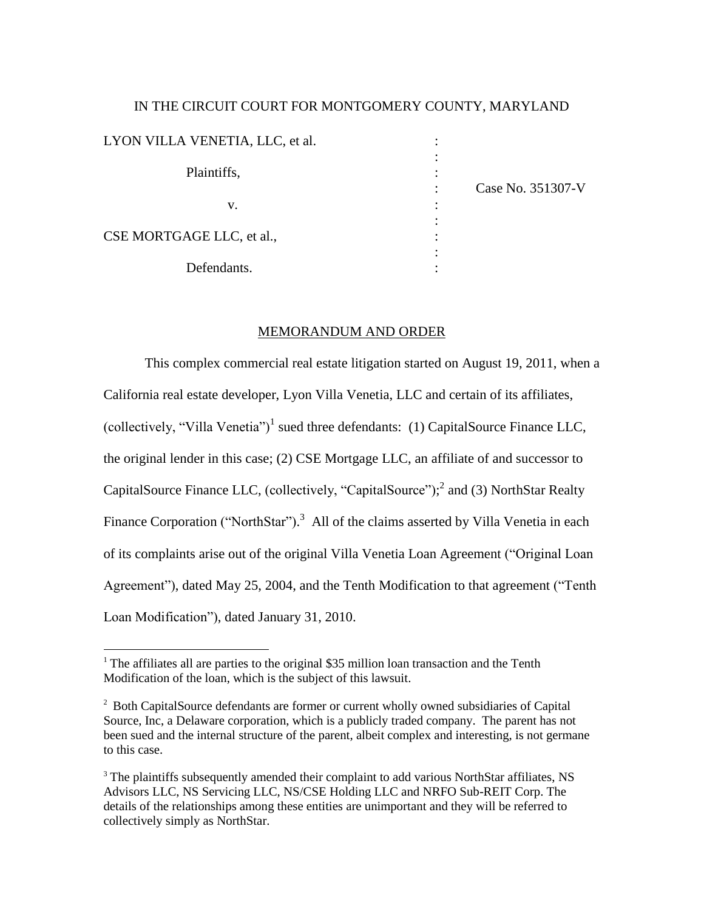IN THE CIRCUIT COURT FOR MONTGOMERY COUNTY, MARYLAND

| | | |
|---|---|---|
| LYON VILLA VENETIA, LLC, et al. | : | |
| Plaintiffs, | : | Case No. 351307-V |
| v. | : | |
| CSE MORTGAGE LLC, et al., | : | |
| Defendants. | : | |

## MEMORANDUM AND ORDER

This complex commercial real estate litigation started on August 19, 2011, when a California real estate developer, Lyon Villa Venetia, LLC and certain of its affiliates, (collectively, "Villa Venetia")[1] sued three defendants: (1) CapitalSource Finance LLC, the original lender in this case; (2) CSE Mortgage LLC, an affiliate of and successor to CapitalSource Finance LLC, (collectively, "CapitalSource");[2] and (3) NorthStar Realty Finance Corporation ("NorthStar").[3] All of the claims asserted by Villa Venetia in each of its complaints arise out of the original Villa Venetia Loan Agreement ("Original Loan Agreement"), dated May 25, 2004, and the Tenth Modification to that agreement ("Tenth Loan Modification"), dated January 31, 2010.

---

[1] The affiliates all are parties to the original $35 million loan transaction and the Tenth Modification of the loan, which is the subject of this lawsuit.

[2] Both CapitalSource defendants are former or current wholly owned subsidiaries of Capital Source, Inc, a Delaware corporation, which is a publicly traded company. The parent has not been sued and the internal structure of the parent, albeit complex and interesting, is not germane to this case.

[3] The plaintiffs subsequently amended their complaint to add various NorthStar affiliates, NS Advisors LLC, NS Servicing LLC, NS/CSE Holding LLC and NRFO Sub-REIT Corp. The details of the relationships among these entities are unimportant and they will be referred to collectively simply as NorthStar.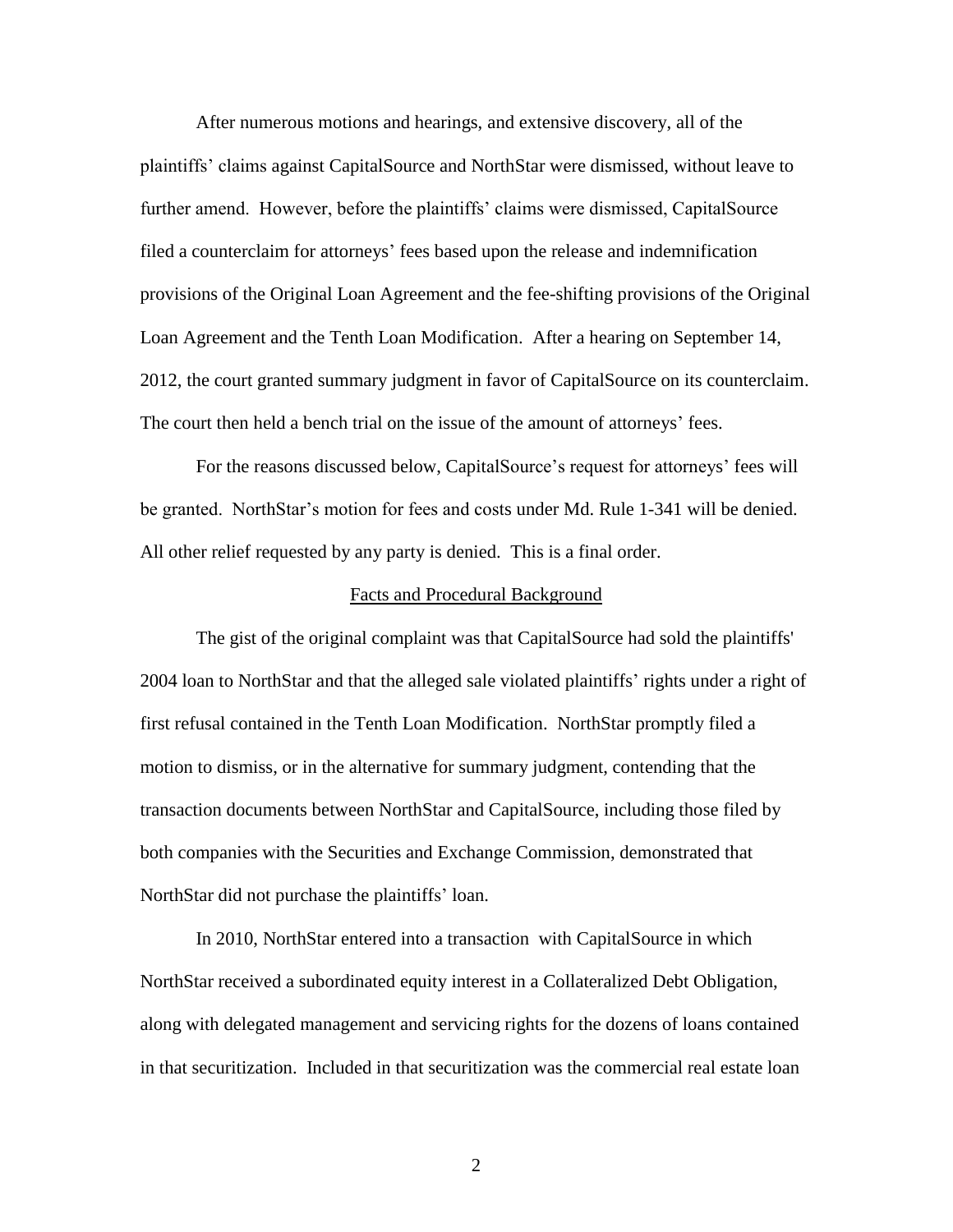After numerous motions and hearings, and extensive discovery, all of the plaintiffs' claims against CapitalSource and NorthStar were dismissed, without leave to further amend. However, before the plaintiffs' claims were dismissed, CapitalSource filed a counterclaim for attorneys' fees based upon the release and indemnification provisions of the Original Loan Agreement and the fee-shifting provisions of the Original Loan Agreement and the Tenth Loan Modification. After a hearing on September 14, 2012, the court granted summary judgment in favor of CapitalSource on its counterclaim. The court then held a bench trial on the issue of the amount of attorneys' fees.

For the reasons discussed below, CapitalSource's request for attorneys' fees will be granted. NorthStar's motion for fees and costs under Md. Rule 1-341 will be denied. All other relief requested by any party is denied. This is a final order.

## Facts and Procedural Background

The gist of the original complaint was that CapitalSource had sold the plaintiffs' 2004 loan to NorthStar and that the alleged sale violated plaintiffs' rights under a right of first refusal contained in the Tenth Loan Modification. NorthStar promptly filed a motion to dismiss, or in the alternative for summary judgment, contending that the transaction documents between NorthStar and CapitalSource, including those filed by both companies with the Securities and Exchange Commission, demonstrated that NorthStar did not purchase the plaintiffs' loan.

In 2010, NorthStar entered into a transaction with CapitalSource in which NorthStar received a subordinated equity interest in a Collateralized Debt Obligation, along with delegated management and servicing rights for the dozens of loans contained in that securitization. Included in that securitization was the commercial real estate loan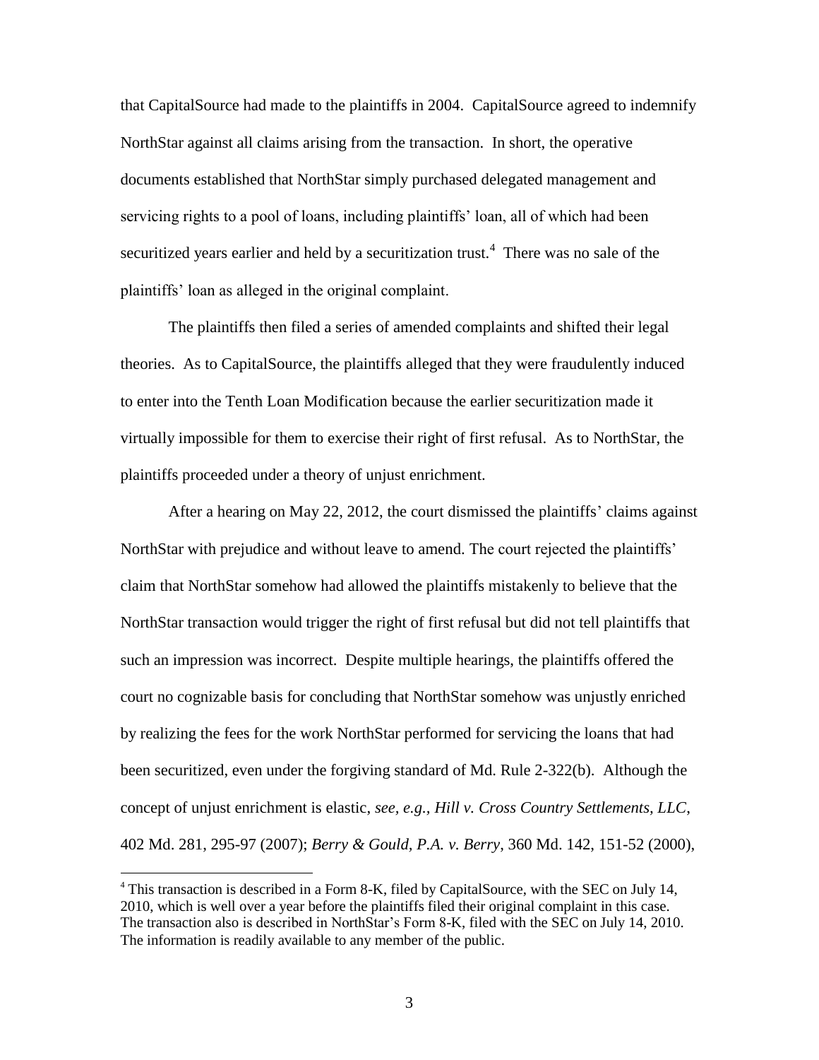that CapitalSource had made to the plaintiffs in 2004. CapitalSource agreed to indemnify NorthStar against all claims arising from the transaction. In short, the operative documents established that NorthStar simply purchased delegated management and servicing rights to a pool of loans, including plaintiffs' loan, all of which had been securitized years earlier and held by a securitization trust.[4] There was no sale of the plaintiffs' loan as alleged in the original complaint.

The plaintiffs then filed a series of amended complaints and shifted their legal theories. As to CapitalSource, the plaintiffs alleged that they were fraudulently induced to enter into the Tenth Loan Modification because the earlier securitization made it virtually impossible for them to exercise their right of first refusal. As to NorthStar, the plaintiffs proceeded under a theory of unjust enrichment.

After a hearing on May 22, 2012, the court dismissed the plaintiffs' claims against NorthStar with prejudice and without leave to amend. The court rejected the plaintiffs' claim that NorthStar somehow had allowed the plaintiffs mistakenly to believe that the NorthStar transaction would trigger the right of first refusal but did not tell plaintiffs that such an impression was incorrect. Despite multiple hearings, the plaintiffs offered the court no cognizable basis for concluding that NorthStar somehow was unjustly enriched by realizing the fees for the work NorthStar performed for servicing the loans that had been securitized, even under the forgiving standard of Md. Rule 2-322(b). Although the concept of unjust enrichment is elastic, *see, e.g., Hill v. Cross Country Settlements, LLC*, 402 Md. 281, 295-97 (2007); *Berry & Gould, P.A. v. Berry*, 360 Md. 142, 151-52 (2000),

---

[4] This transaction is described in a Form 8-K, filed by CapitalSource, with the SEC on July 14, 2010, which is well over a year before the plaintiffs filed their original complaint in this case. The transaction also is described in NorthStar's Form 8-K, filed with the SEC on July 14, 2010. The information is readily available to any member of the public.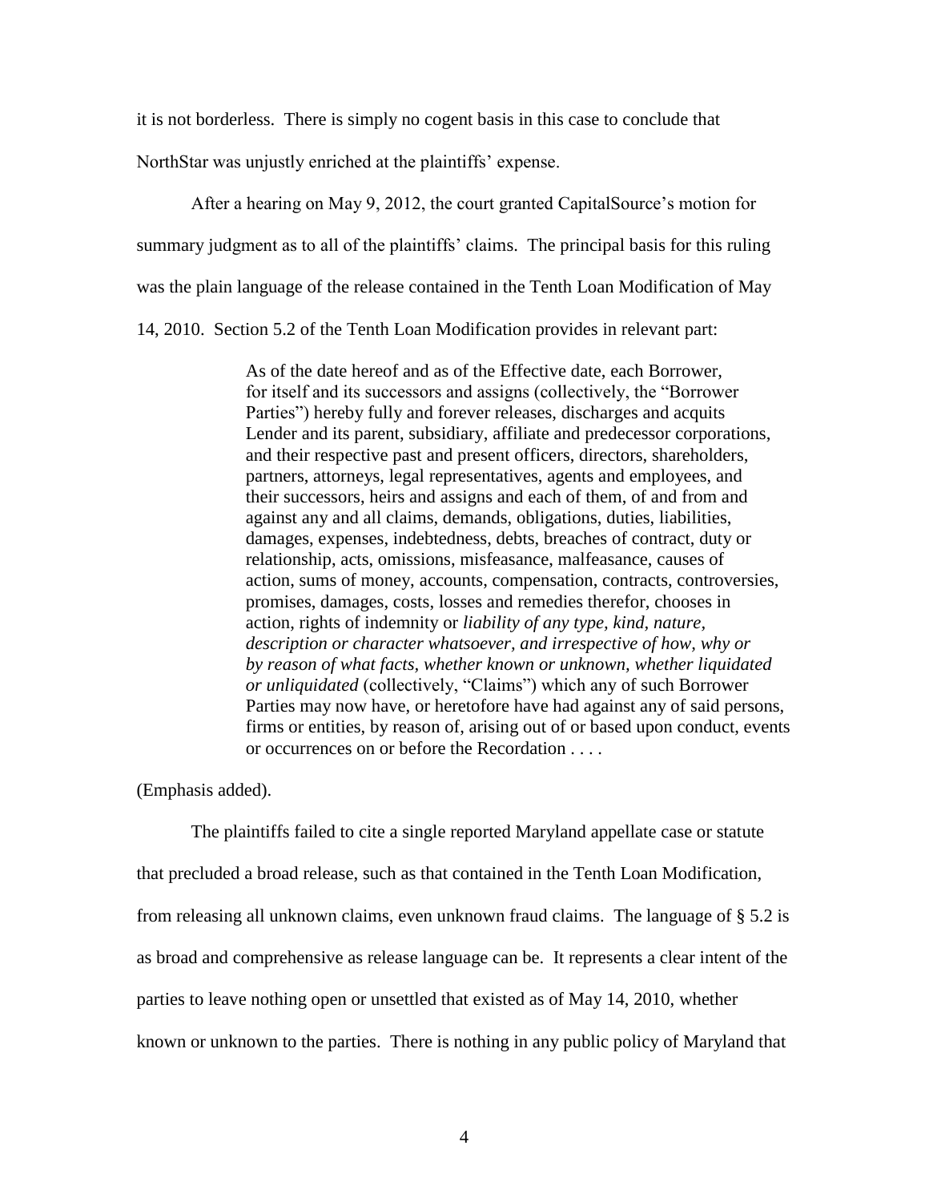it is not borderless. There is simply no cogent basis in this case to conclude that NorthStar was unjustly enriched at the plaintiffs' expense.

After a hearing on May 9, 2012, the court granted CapitalSource's motion for summary judgment as to all of the plaintiffs' claims. The principal basis for this ruling was the plain language of the release contained in the Tenth Loan Modification of May 14, 2010. Section 5.2 of the Tenth Loan Modification provides in relevant part:

> As of the date hereof and as of the Effective date, each Borrower, for itself and its successors and assigns (collectively, the "Borrower Parties") hereby fully and forever releases, discharges and acquits Lender and its parent, subsidiary, affiliate and predecessor corporations, and their respective past and present officers, directors, shareholders, partners, attorneys, legal representatives, agents and employees, and their successors, heirs and assigns and each of them, of and from and against any and all claims, demands, obligations, duties, liabilities, damages, expenses, indebtedness, debts, breaches of contract, duty or relationship, acts, omissions, misfeasance, malfeasance, causes of action, sums of money, accounts, compensation, contracts, controversies, promises, damages, costs, losses and remedies therefor, chooses in action, rights of indemnity or *liability of any type, kind, nature, description or character whatsoever, and irrespective of how, why or by reason of what facts, whether known or unknown, whether liquidated or unliquidated* (collectively, "Claims") which any of such Borrower Parties may now have, or heretofore have had against any of said persons, firms or entities, by reason of, arising out of or based upon conduct, events or occurrences on or before the Recordation . . . .

(Emphasis added).

The plaintiffs failed to cite a single reported Maryland appellate case or statute that precluded a broad release, such as that contained in the Tenth Loan Modification, from releasing all unknown claims, even unknown fraud claims. The language of § 5.2 is as broad and comprehensive as release language can be. It represents a clear intent of the parties to leave nothing open or unsettled that existed as of May 14, 2010, whether known or unknown to the parties. There is nothing in any public policy of Maryland that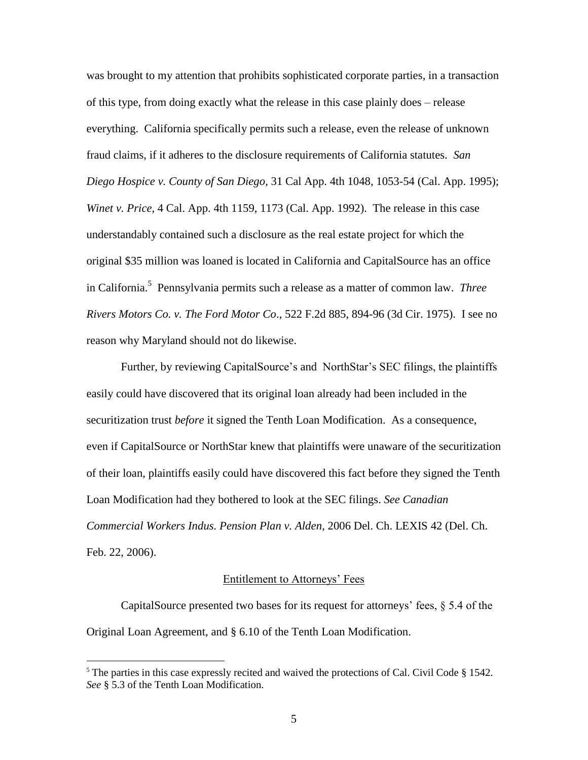was brought to my attention that prohibits sophisticated corporate parties, in a transaction of this type, from doing exactly what the release in this case plainly does – release everything. California specifically permits such a release, even the release of unknown fraud claims, if it adheres to the disclosure requirements of California statutes. *San Diego Hospice v. County of San Diego*, 31 Cal App. 4th 1048, 1053-54 (Cal. App. 1995); *Winet v. Price*, 4 Cal. App. 4th 1159, 1173 (Cal. App. 1992). The release in this case understandably contained such a disclosure as the real estate project for which the original \$35 million was loaned is located in California and CapitalSource has an office in California.[5] Pennsylvania permits such a release as a matter of common law. *Three Rivers Motors Co. v. The Ford Motor Co*., 522 F.2d 885, 894-96 (3d Cir. 1975). I see no reason why Maryland should not do likewise.

Further, by reviewing CapitalSource's and NorthStar's SEC filings, the plaintiffs easily could have discovered that its original loan already had been included in the securitization trust *before* it signed the Tenth Loan Modification. As a consequence, even if CapitalSource or NorthStar knew that plaintiffs were unaware of the securitization of their loan, plaintiffs easily could have discovered this fact before they signed the Tenth Loan Modification had they bothered to look at the SEC filings. *See Canadian Commercial Workers Indus. Pension Plan v. Alden*, 2006 Del. Ch. LEXIS 42 (Del. Ch. Feb. 22, 2006).

## Entitlement to Attorneys' Fees

CapitalSource presented two bases for its request for attorneys' fees, § 5.4 of the Original Loan Agreement, and § 6.10 of the Tenth Loan Modification.

[5] The parties in this case expressly recited and waived the protections of Cal. Civil Code § 1542. *See* § 5.3 of the Tenth Loan Modification.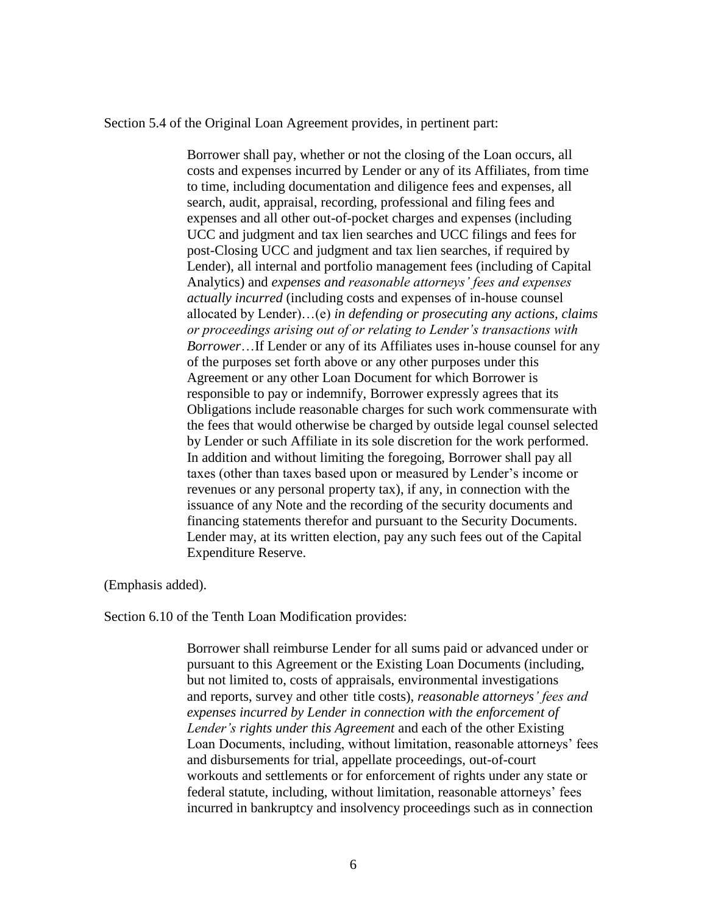Section 5.4 of the Original Loan Agreement provides, in pertinent part:

> Borrower shall pay, whether or not the closing of the Loan occurs, all costs and expenses incurred by Lender or any of its Affiliates, from time to time, including documentation and diligence fees and expenses, all search, audit, appraisal, recording, professional and filing fees and expenses and all other out-of-pocket charges and expenses (including UCC and judgment and tax lien searches and UCC filings and fees for post-Closing UCC and judgment and tax lien searches, if required by Lender), all internal and portfolio management fees (including of Capital Analytics) and *expenses and reasonable attorneys' fees and expenses actually incurred* (including costs and expenses of in-house counsel allocated by Lender)…(e) *in defending or prosecuting any actions, claims or proceedings arising out of or relating to Lender's transactions with Borrower*…If Lender or any of its Affiliates uses in-house counsel for any of the purposes set forth above or any other purposes under this Agreement or any other Loan Document for which Borrower is responsible to pay or indemnify, Borrower expressly agrees that its Obligations include reasonable charges for such work commensurate with the fees that would otherwise be charged by outside legal counsel selected by Lender or such Affiliate in its sole discretion for the work performed. In addition and without limiting the foregoing, Borrower shall pay all taxes (other than taxes based upon or measured by Lender's income or revenues or any personal property tax), if any, in connection with the issuance of any Note and the recording of the security documents and financing statements therefor and pursuant to the Security Documents. Lender may, at its written election, pay any such fees out of the Capital Expenditure Reserve.

(Emphasis added).

Section 6.10 of the Tenth Loan Modification provides:

> Borrower shall reimburse Lender for all sums paid or advanced under or pursuant to this Agreement or the Existing Loan Documents (including, but not limited to, costs of appraisals, environmental investigations and reports, survey and other title costs), *reasonable attorneys' fees and expenses incurred by Lender in connection with the enforcement of Lender's rights under this Agreement* and each of the other Existing Loan Documents, including, without limitation, reasonable attorneys' fees and disbursements for trial, appellate proceedings, out-of-court workouts and settlements or for enforcement of rights under any state or federal statute, including, without limitation, reasonable attorneys' fees incurred in bankruptcy and insolvency proceedings such as in connection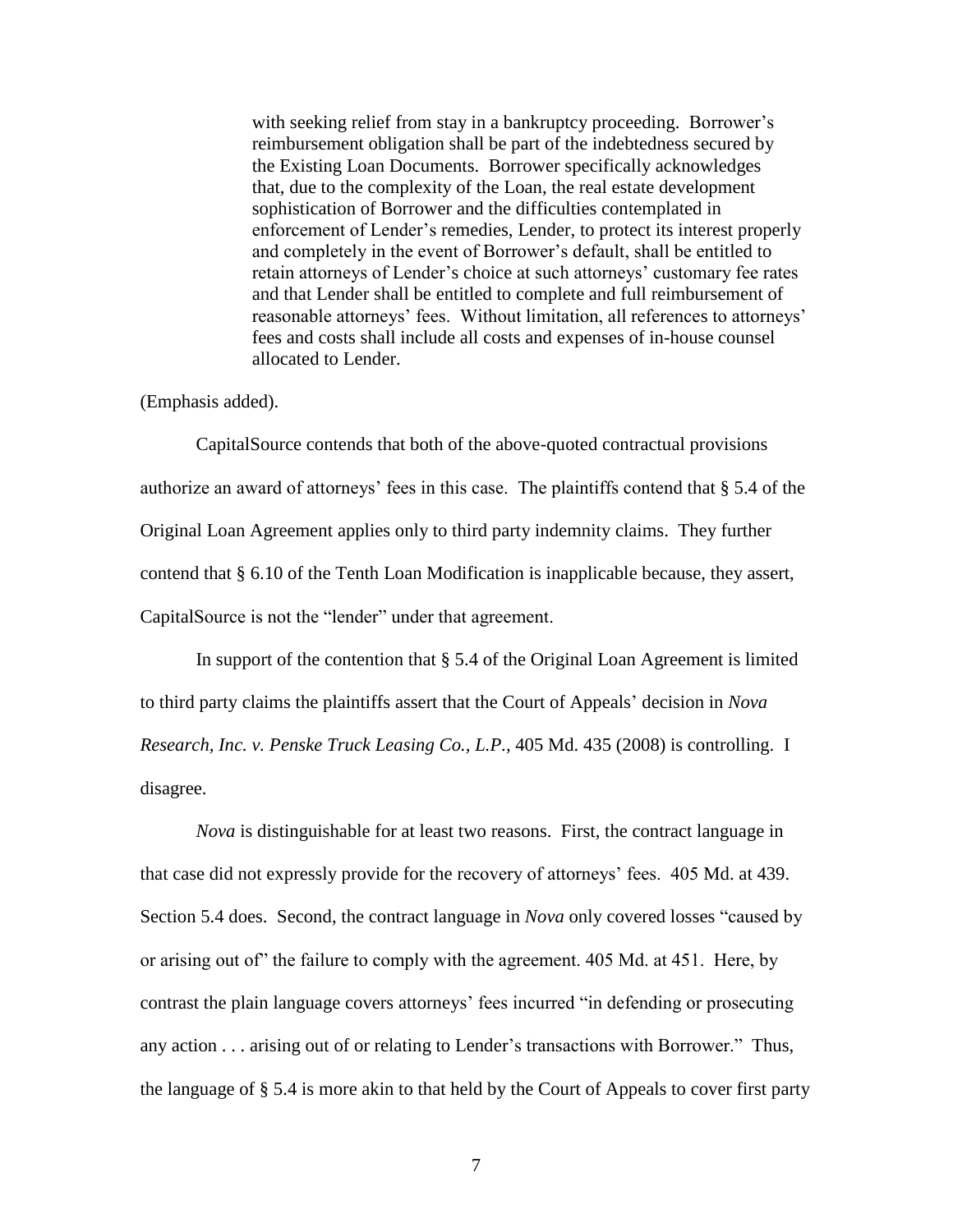> with seeking relief from stay in a bankruptcy proceeding. Borrower's reimbursement obligation shall be part of the indebtedness secured by the Existing Loan Documents. Borrower specifically acknowledges that, due to the complexity of the Loan, the real estate development sophistication of Borrower and the difficulties contemplated in enforcement of Lender's remedies, Lender, to protect its interest properly and completely in the event of Borrower's default, shall be entitled to retain attorneys of Lender's choice at such attorneys' customary fee rates and that Lender shall be entitled to complete and full reimbursement of reasonable attorneys' fees. Without limitation, all references to attorneys' fees and costs shall include all costs and expenses of in-house counsel allocated to Lender.

(Emphasis added).

CapitalSource contends that both of the above-quoted contractual provisions authorize an award of attorneys' fees in this case. The plaintiffs contend that § 5.4 of the Original Loan Agreement applies only to third party indemnity claims. They further contend that § 6.10 of the Tenth Loan Modification is inapplicable because, they assert, CapitalSource is not the "lender" under that agreement.

In support of the contention that § 5.4 of the Original Loan Agreement is limited to third party claims the plaintiffs assert that the Court of Appeals' decision in *Nova Research, Inc. v. Penske Truck Leasing Co., L.P.,* 405 Md. 435 (2008) is controlling. I disagree.

*Nova* is distinguishable for at least two reasons. First, the contract language in that case did not expressly provide for the recovery of attorneys' fees. 405 Md. at 439. Section 5.4 does. Second, the contract language in *Nova* only covered losses "caused by or arising out of" the failure to comply with the agreement. 405 Md. at 451. Here, by contrast the plain language covers attorneys' fees incurred "in defending or prosecuting any action . . . arising out of or relating to Lender's transactions with Borrower." Thus, the language of § 5.4 is more akin to that held by the Court of Appeals to cover first party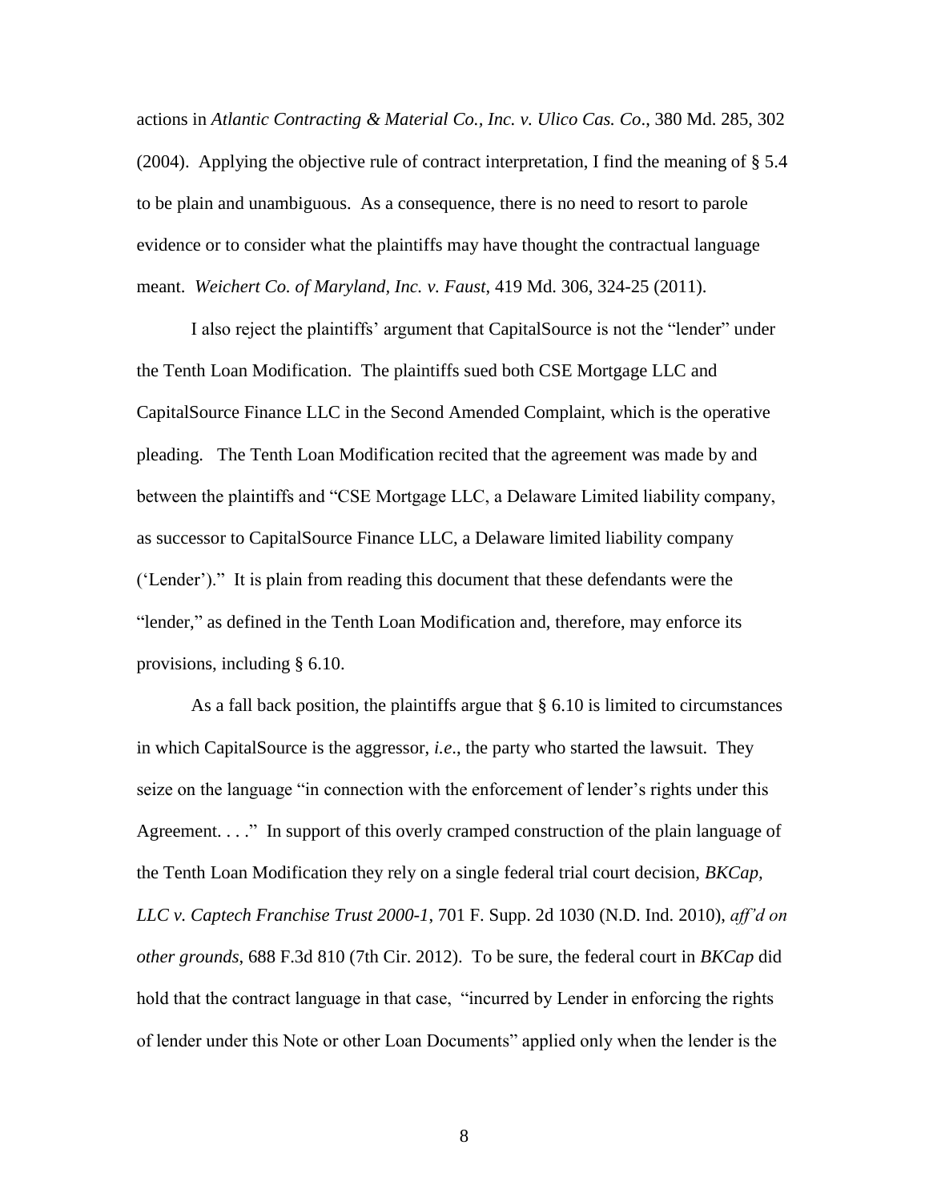actions in *Atlantic Contracting & Material Co., Inc. v. Ulico Cas. Co*., 380 Md. 285, 302 (2004). Applying the objective rule of contract interpretation, I find the meaning of § 5.4 to be plain and unambiguous. As a consequence, there is no need to resort to parole evidence or to consider what the plaintiffs may have thought the contractual language meant. *Weichert Co. of Maryland, Inc. v. Faust*, 419 Md. 306, 324-25 (2011).

I also reject the plaintiffs' argument that CapitalSource is not the "lender" under the Tenth Loan Modification. The plaintiffs sued both CSE Mortgage LLC and CapitalSource Finance LLC in the Second Amended Complaint, which is the operative pleading. The Tenth Loan Modification recited that the agreement was made by and between the plaintiffs and "CSE Mortgage LLC, a Delaware Limited liability company, as successor to CapitalSource Finance LLC, a Delaware limited liability company ('Lender')." It is plain from reading this document that these defendants were the "lender," as defined in the Tenth Loan Modification and, therefore, may enforce its provisions, including § 6.10.

As a fall back position, the plaintiffs argue that § 6.10 is limited to circumstances in which CapitalSource is the aggressor, *i.e*., the party who started the lawsuit. They seize on the language "in connection with the enforcement of lender's rights under this Agreement. . . ." In support of this overly cramped construction of the plain language of the Tenth Loan Modification they rely on a single federal trial court decision, *BKCap, LLC v. Captech Franchise Trust 2000-1*, 701 F. Supp. 2d 1030 (N.D. Ind. 2010), *aff'd on other grounds*, 688 F.3d 810 (7th Cir. 2012). To be sure, the federal court in *BKCap* did hold that the contract language in that case, "incurred by Lender in enforcing the rights of lender under this Note or other Loan Documents" applied only when the lender is the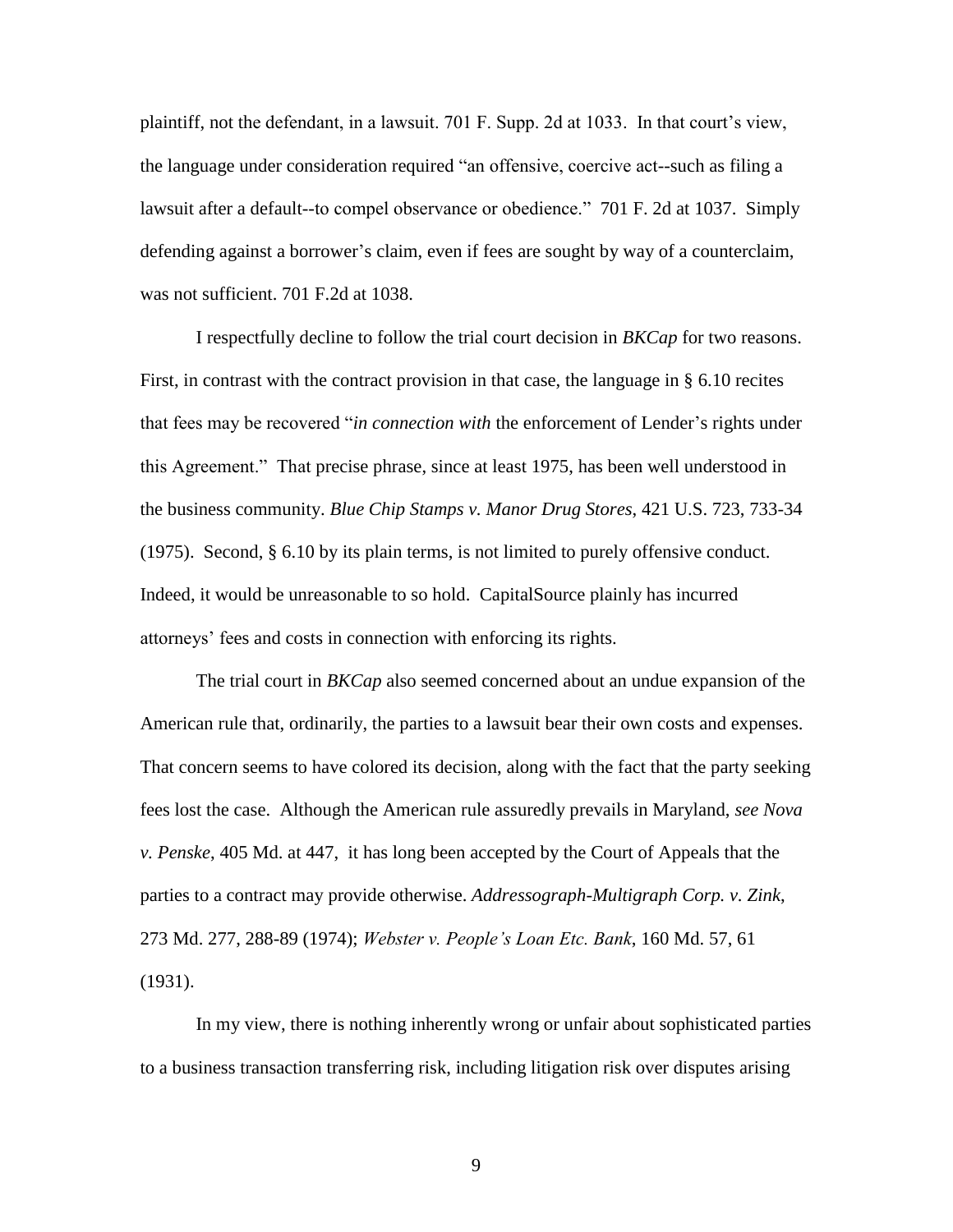plaintiff, not the defendant, in a lawsuit. 701 F. Supp. 2d at 1033. In that court's view, the language under consideration required "an offensive, coercive act--such as filing a lawsuit after a default--to compel observance or obedience." 701 F. 2d at 1037. Simply defending against a borrower's claim, even if fees are sought by way of a counterclaim, was not sufficient. 701 F.2d at 1038.

I respectfully decline to follow the trial court decision in *BKCap* for two reasons. First, in contrast with the contract provision in that case, the language in § 6.10 recites that fees may be recovered "*in connection with* the enforcement of Lender's rights under this Agreement." That precise phrase, since at least 1975, has been well understood in the business community. *Blue Chip Stamps v. Manor Drug Stores*, 421 U.S. 723, 733-34 (1975). Second, § 6.10 by its plain terms, is not limited to purely offensive conduct. Indeed, it would be unreasonable to so hold. CapitalSource plainly has incurred attorneys' fees and costs in connection with enforcing its rights.

The trial court in *BKCap* also seemed concerned about an undue expansion of the American rule that, ordinarily, the parties to a lawsuit bear their own costs and expenses. That concern seems to have colored its decision, along with the fact that the party seeking fees lost the case. Although the American rule assuredly prevails in Maryland, *see Nova v. Penske*, 405 Md. at 447, it has long been accepted by the Court of Appeals that the parties to a contract may provide otherwise. *Addressograph-Multigraph Corp. v. Zink*, 273 Md. 277, 288-89 (1974); *Webster v. People's Loan Etc. Bank*, 160 Md. 57, 61 (1931).

In my view, there is nothing inherently wrong or unfair about sophisticated parties to a business transaction transferring risk, including litigation risk over disputes arising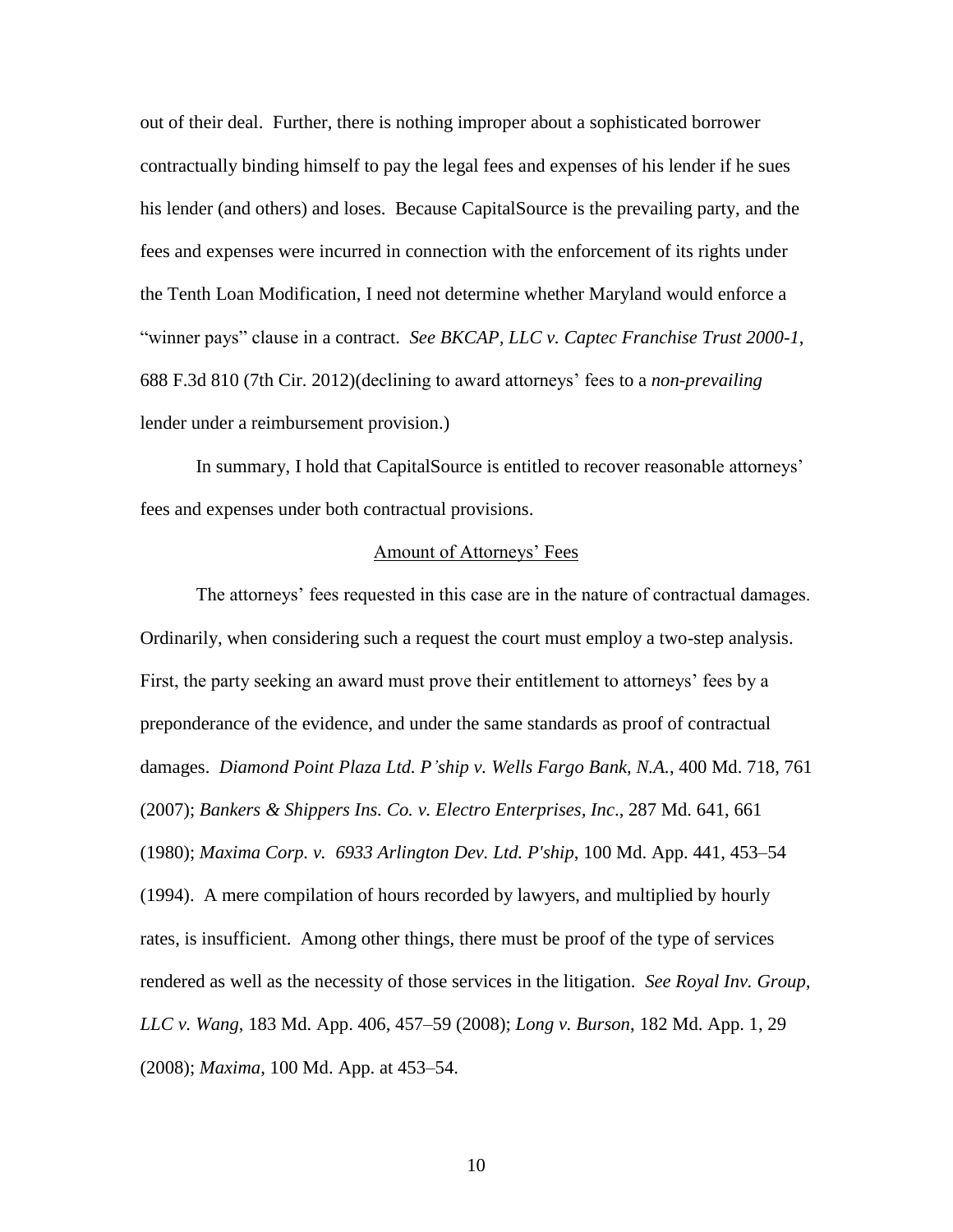out of their deal. Further, there is nothing improper about a sophisticated borrower contractually binding himself to pay the legal fees and expenses of his lender if he sues his lender (and others) and loses. Because CapitalSource is the prevailing party, and the fees and expenses were incurred in connection with the enforcement of its rights under the Tenth Loan Modification, I need not determine whether Maryland would enforce a "winner pays" clause in a contract. *See BKCAP, LLC v. Captec Franchise Trust 2000-1*, 688 F.3d 810 (7th Cir. 2012)(declining to award attorneys' fees to a *non-prevailing* lender under a reimbursement provision.)

In summary, I hold that CapitalSource is entitled to recover reasonable attorneys' fees and expenses under both contractual provisions.

## Amount of Attorneys' Fees

The attorneys' fees requested in this case are in the nature of contractual damages. Ordinarily, when considering such a request the court must employ a two-step analysis. First, the party seeking an award must prove their entitlement to attorneys' fees by a preponderance of the evidence, and under the same standards as proof of contractual damages. *Diamond Point Plaza Ltd. P'ship v. Wells Fargo Bank, N.A.*, 400 Md. 718, 761 (2007); *Bankers & Shippers Ins. Co. v. Electro Enterprises, Inc*., 287 Md. 641, 661 (1980); *Maxima Corp. v. 6933 Arlington Dev. Ltd. P'ship*, 100 Md. App. 441, 453–54 (1994). A mere compilation of hours recorded by lawyers, and multiplied by hourly rates, is insufficient. Among other things, there must be proof of the type of services rendered as well as the necessity of those services in the litigation. *See Royal Inv. Group, LLC v. Wang*, 183 Md. App. 406, 457–59 (2008); *Long v. Burson*, 182 Md. App. 1, 29 (2008); *Maxima*, 100 Md. App. at 453–54.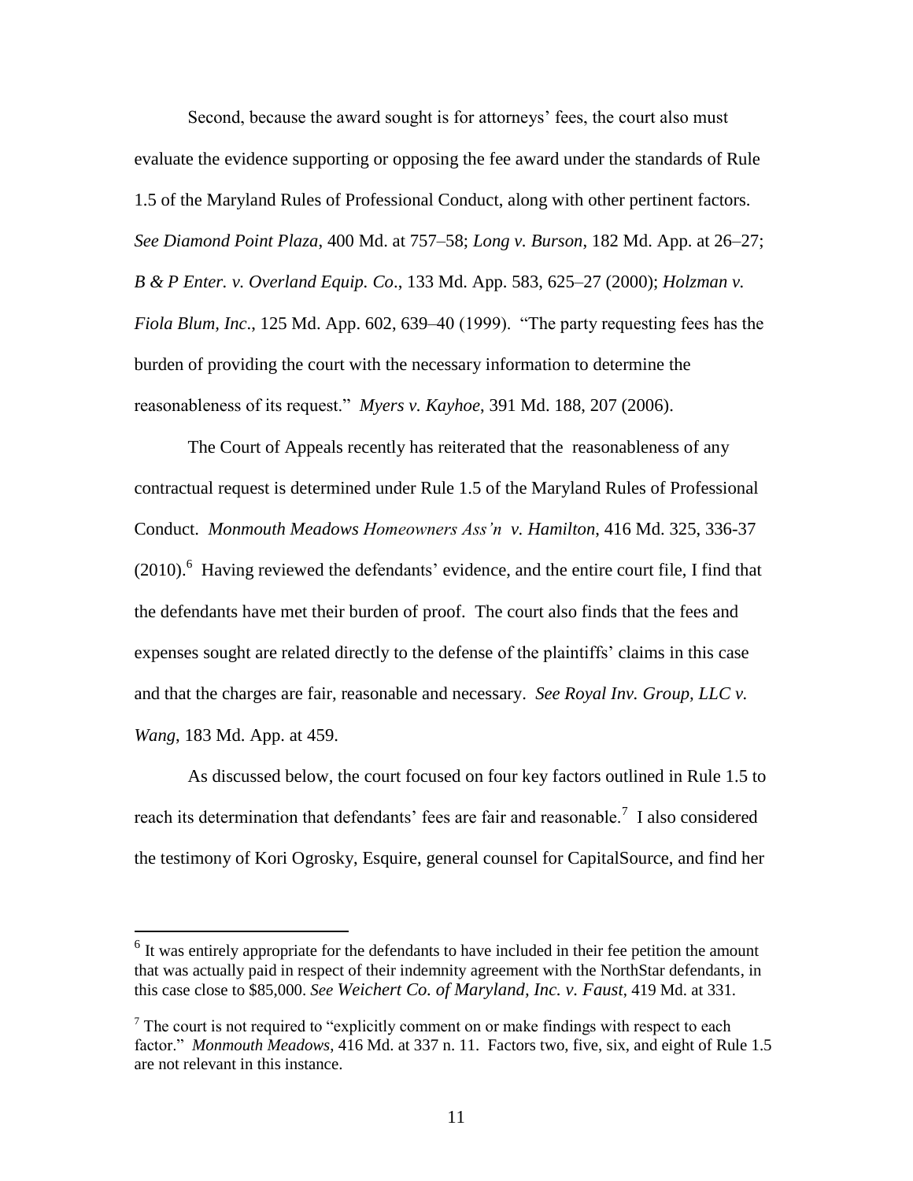Second, because the award sought is for attorneys' fees, the court also must evaluate the evidence supporting or opposing the fee award under the standards of Rule 1.5 of the Maryland Rules of Professional Conduct, along with other pertinent factors. *See Diamond Point Plaza*, 400 Md. at 757–58; *Long v. Burson*, 182 Md. App. at 26–27; *B & P Enter. v. Overland Equip. Co*., 133 Md. App. 583, 625–27 (2000); *Holzman v. Fiola Blum, Inc*., 125 Md. App. 602, 639–40 (1999). "The party requesting fees has the burden of providing the court with the necessary information to determine the reasonableness of its request." *Myers v. Kayhoe*, 391 Md. 188, 207 (2006).

The Court of Appeals recently has reiterated that the reasonableness of any contractual request is determined under Rule 1.5 of the Maryland Rules of Professional Conduct. *Monmouth Meadows Homeowners Ass'n v. Hamilton*, 416 Md. 325, 336-37 (2010).[6] Having reviewed the defendants' evidence, and the entire court file, I find that the defendants have met their burden of proof. The court also finds that the fees and expenses sought are related directly to the defense of the plaintiffs' claims in this case and that the charges are fair, reasonable and necessary. *See Royal Inv. Group, LLC v. Wang*, 183 Md. App. at 459.

As discussed below, the court focused on four key factors outlined in Rule 1.5 to reach its determination that defendants' fees are fair and reasonable.[7] I also considered the testimony of Kori Ogrosky, Esquire, general counsel for CapitalSource, and find her

---

[6] It was entirely appropriate for the defendants to have included in their fee petition the amount that was actually paid in respect of their indemnity agreement with the NorthStar defendants, in this case close to $85,000. *See Weichert Co. of Maryland, Inc. v. Faust*, 419 Md. at 331.

[7] The court is not required to "explicitly comment on or make findings with respect to each factor." *Monmouth Meadows*, 416 Md. at 337 n. 11. Factors two, five, six, and eight of Rule 1.5 are not relevant in this instance.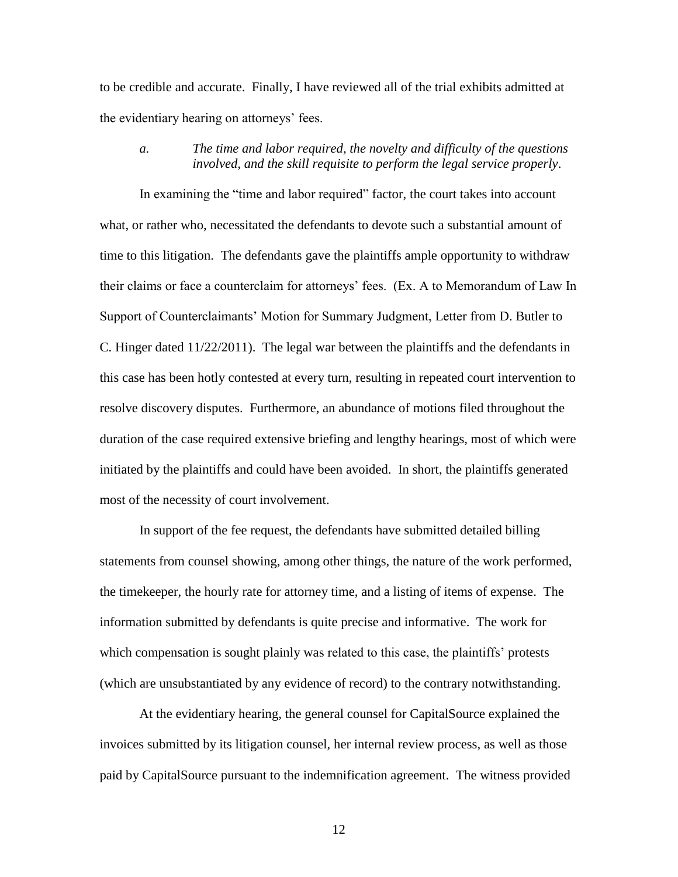to be credible and accurate. Finally, I have reviewed all of the trial exhibits admitted at the evidentiary hearing on attorneys' fees.

*a. The time and labor required, the novelty and difficulty of the questions involved, and the skill requisite to perform the legal service properly*.

In examining the "time and labor required" factor, the court takes into account what, or rather who, necessitated the defendants to devote such a substantial amount of time to this litigation. The defendants gave the plaintiffs ample opportunity to withdraw their claims or face a counterclaim for attorneys' fees. (Ex. A to Memorandum of Law In Support of Counterclaimants' Motion for Summary Judgment, Letter from D. Butler to C. Hinger dated 11/22/2011). The legal war between the plaintiffs and the defendants in this case has been hotly contested at every turn, resulting in repeated court intervention to resolve discovery disputes. Furthermore, an abundance of motions filed throughout the duration of the case required extensive briefing and lengthy hearings, most of which were initiated by the plaintiffs and could have been avoided. In short, the plaintiffs generated most of the necessity of court involvement.

In support of the fee request, the defendants have submitted detailed billing statements from counsel showing, among other things, the nature of the work performed, the timekeeper, the hourly rate for attorney time, and a listing of items of expense. The information submitted by defendants is quite precise and informative. The work for which compensation is sought plainly was related to this case, the plaintiffs' protests (which are unsubstantiated by any evidence of record) to the contrary notwithstanding.

At the evidentiary hearing, the general counsel for CapitalSource explained the invoices submitted by its litigation counsel, her internal review process, as well as those paid by CapitalSource pursuant to the indemnification agreement. The witness provided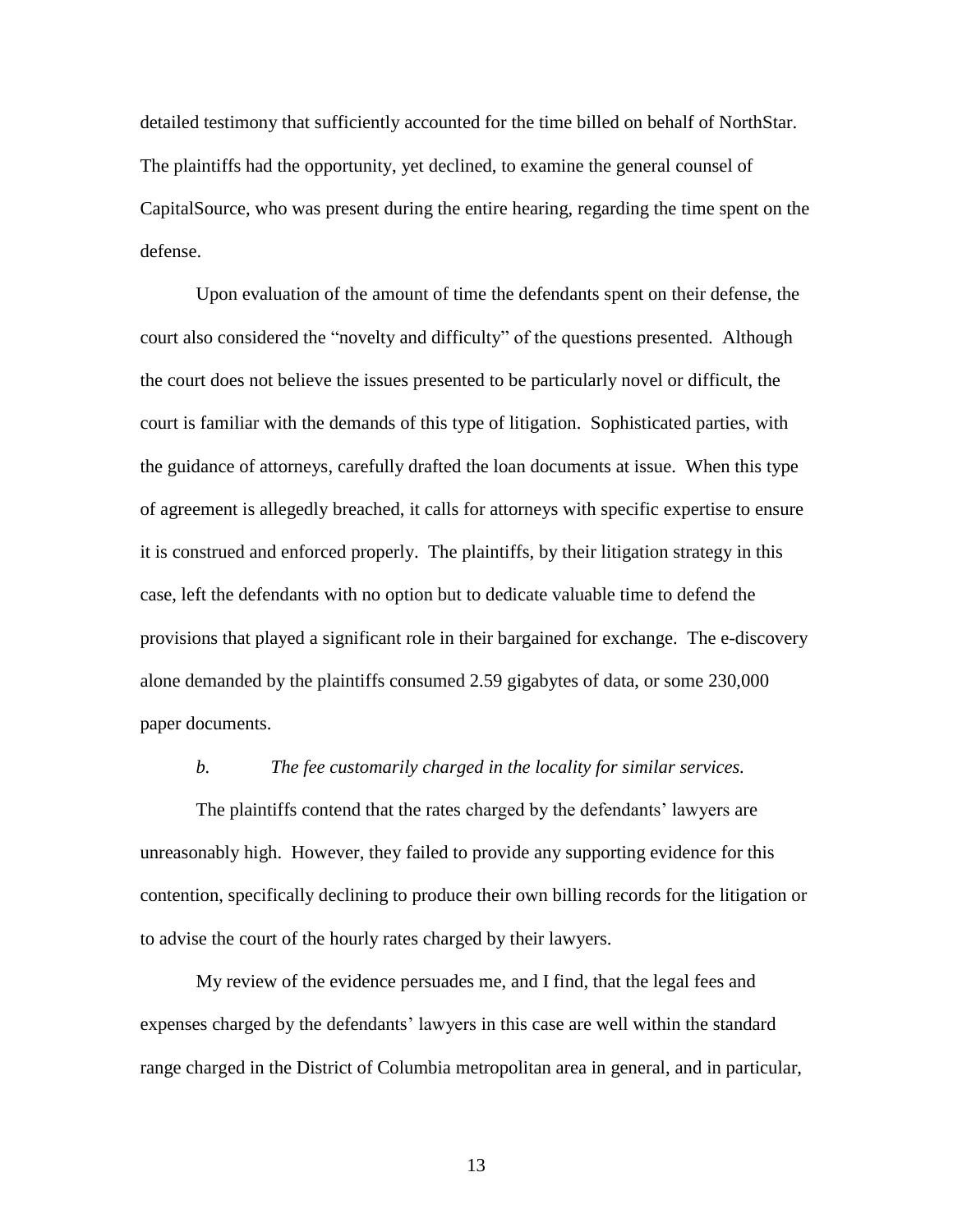detailed testimony that sufficiently accounted for the time billed on behalf of NorthStar. The plaintiffs had the opportunity, yet declined, to examine the general counsel of CapitalSource, who was present during the entire hearing, regarding the time spent on the defense.

Upon evaluation of the amount of time the defendants spent on their defense, the court also considered the "novelty and difficulty" of the questions presented. Although the court does not believe the issues presented to be particularly novel or difficult, the court is familiar with the demands of this type of litigation. Sophisticated parties, with the guidance of attorneys, carefully drafted the loan documents at issue. When this type of agreement is allegedly breached, it calls for attorneys with specific expertise to ensure it is construed and enforced properly. The plaintiffs, by their litigation strategy in this case, left the defendants with no option but to dedicate valuable time to defend the provisions that played a significant role in their bargained for exchange. The e-discovery alone demanded by the plaintiffs consumed 2.59 gigabytes of data, or some 230,000 paper documents.

*b. The fee customarily charged in the locality for similar services.*

The plaintiffs contend that the rates charged by the defendants' lawyers are unreasonably high. However, they failed to provide any supporting evidence for this contention, specifically declining to produce their own billing records for the litigation or to advise the court of the hourly rates charged by their lawyers.

My review of the evidence persuades me, and I find, that the legal fees and expenses charged by the defendants' lawyers in this case are well within the standard range charged in the District of Columbia metropolitan area in general, and in particular,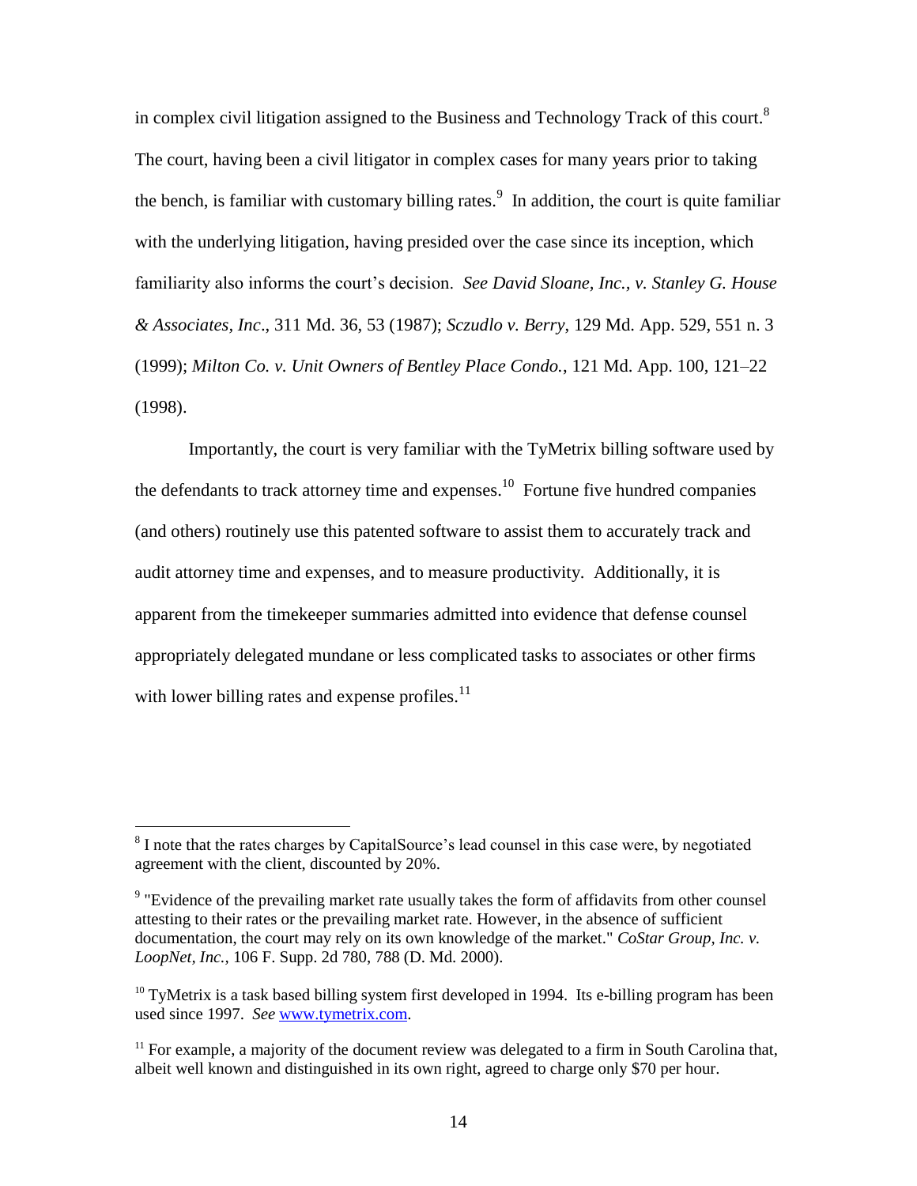in complex civil litigation assigned to the Business and Technology Track of this court.[8] The court, having been a civil litigator in complex cases for many years prior to taking the bench, is familiar with customary billing rates.[9] In addition, the court is quite familiar with the underlying litigation, having presided over the case since its inception, which familiarity also informs the court's decision. *See David Sloane, Inc., v. Stanley G. House & Associates, Inc*., 311 Md. 36, 53 (1987); *Sczudlo v. Berry*, 129 Md. App. 529, 551 n. 3 (1999); *Milton Co. v. Unit Owners of Bentley Place Condo.*, 121 Md. App. 100, 121–22 (1998).

Importantly, the court is very familiar with the TyMetrix billing software used by the defendants to track attorney time and expenses.[10] Fortune five hundred companies (and others) routinely use this patented software to assist them to accurately track and audit attorney time and expenses, and to measure productivity. Additionally, it is apparent from the timekeeper summaries admitted into evidence that defense counsel appropriately delegated mundane or less complicated tasks to associates or other firms with lower billing rates and expense profiles.[11]

---

[8] I note that the rates charges by CapitalSource's lead counsel in this case were, by negotiated agreement with the client, discounted by 20%.

[9] "Evidence of the prevailing market rate usually takes the form of affidavits from other counsel attesting to their rates or the prevailing market rate. However, in the absence of sufficient documentation, the court may rely on its own knowledge of the market." *CoStar Group, Inc. v. LoopNet, Inc.*, 106 F. Supp. 2d 780, 788 (D. Md. 2000).

[10] TyMetrix is a task based billing system first developed in 1994. Its e-billing program has been used since 1997. *See* www.tymetrix.com.

[11] For example, a majority of the document review was delegated to a firm in South Carolina that, albeit well known and distinguished in its own right, agreed to charge only $70 per hour.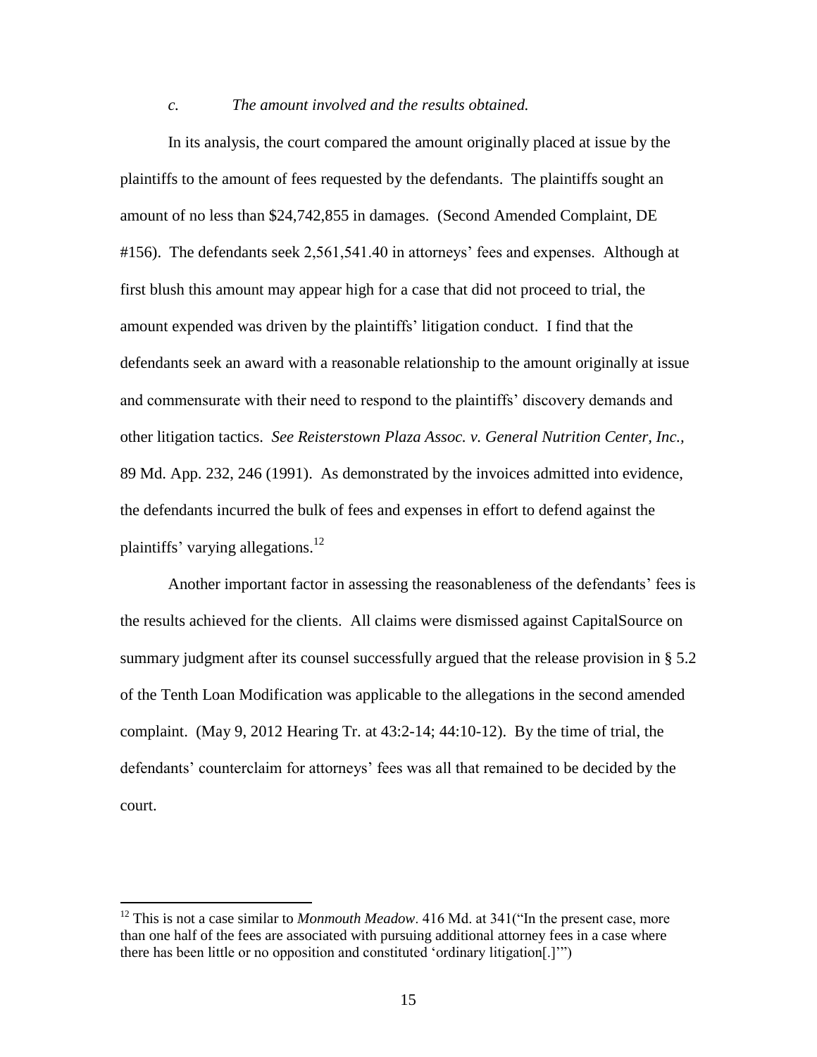*c. The amount involved and the results obtained.*

In its analysis, the court compared the amount originally placed at issue by the plaintiffs to the amount of fees requested by the defendants. The plaintiffs sought an amount of no less than $24,742,855 in damages. (Second Amended Complaint, DE #156). The defendants seek 2,561,541.40 in attorneys' fees and expenses. Although at first blush this amount may appear high for a case that did not proceed to trial, the amount expended was driven by the plaintiffs' litigation conduct. I find that the defendants seek an award with a reasonable relationship to the amount originally at issue and commensurate with their need to respond to the plaintiffs' discovery demands and other litigation tactics. *See Reisterstown Plaza Assoc. v. General Nutrition Center, Inc.*, 89 Md. App. 232, 246 (1991). As demonstrated by the invoices admitted into evidence, the defendants incurred the bulk of fees and expenses in effort to defend against the plaintiffs' varying allegations.[12]

Another important factor in assessing the reasonableness of the defendants' fees is the results achieved for the clients. All claims were dismissed against CapitalSource on summary judgment after its counsel successfully argued that the release provision in § 5.2 of the Tenth Loan Modification was applicable to the allegations in the second amended complaint. (May 9, 2012 Hearing Tr. at 43:2-14; 44:10-12). By the time of trial, the defendants' counterclaim for attorneys' fees was all that remained to be decided by the court.

---

[12] This is not a case similar to *Monmouth Meadow*. 416 Md. at 341("In the present case, more than one half of the fees are associated with pursuing additional attorney fees in a case where there has been little or no opposition and constituted 'ordinary litigation[.]'")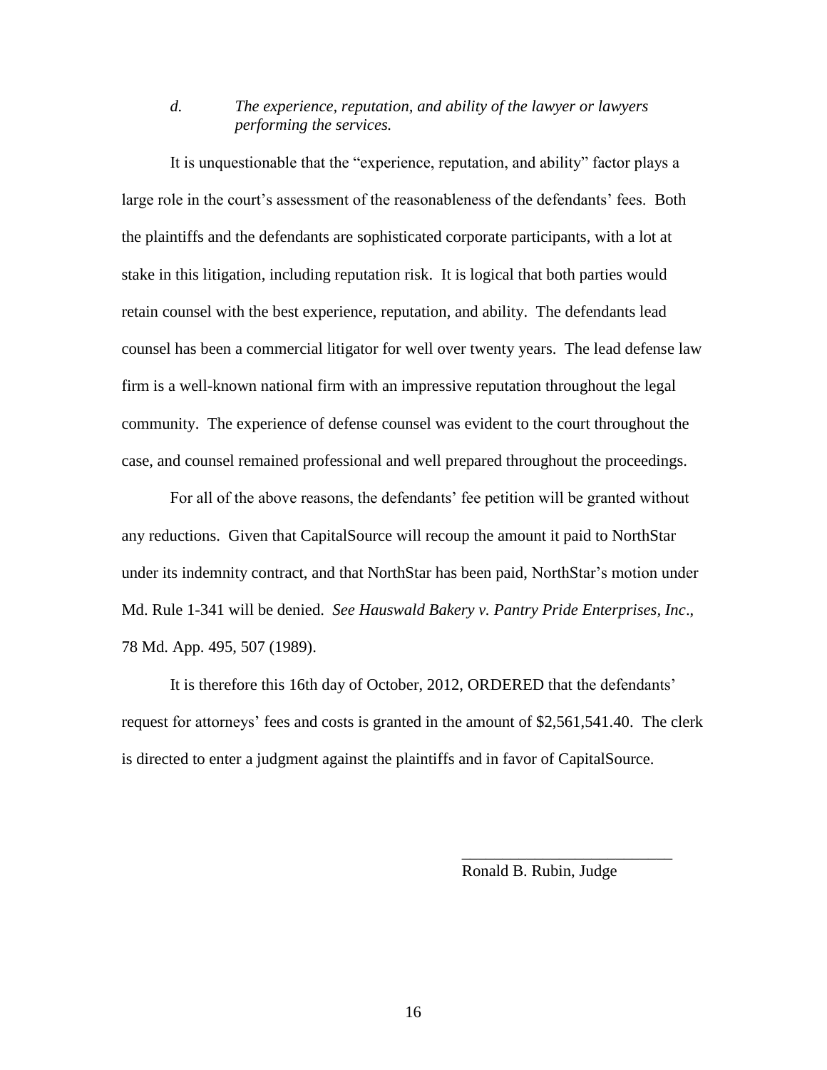*d. The experience, reputation, and ability of the lawyer or lawyers performing the services.*

It is unquestionable that the "experience, reputation, and ability" factor plays a large role in the court's assessment of the reasonableness of the defendants' fees. Both the plaintiffs and the defendants are sophisticated corporate participants, with a lot at stake in this litigation, including reputation risk. It is logical that both parties would retain counsel with the best experience, reputation, and ability. The defendants lead counsel has been a commercial litigator for well over twenty years. The lead defense law firm is a well-known national firm with an impressive reputation throughout the legal community. The experience of defense counsel was evident to the court throughout the case, and counsel remained professional and well prepared throughout the proceedings.

For all of the above reasons, the defendants' fee petition will be granted without any reductions. Given that CapitalSource will recoup the amount it paid to NorthStar under its indemnity contract, and that NorthStar has been paid, NorthStar's motion under Md. Rule 1-341 will be denied. *See Hauswald Bakery v. Pantry Pride Enterprises, Inc*., 78 Md. App. 495, 507 (1989).

It is therefore this 16th day of October, 2012, ORDERED that the defendants' request for attorneys' fees and costs is granted in the amount of $2,561,541.40. The clerk is directed to enter a judgment against the plaintiffs and in favor of CapitalSource.

\_\_\_\_\_\_\_\_\_\_\_\_\_\_\_\_\_\_\_\_\_\_\_\_\_\_

Ronald B. Rubin, Judge